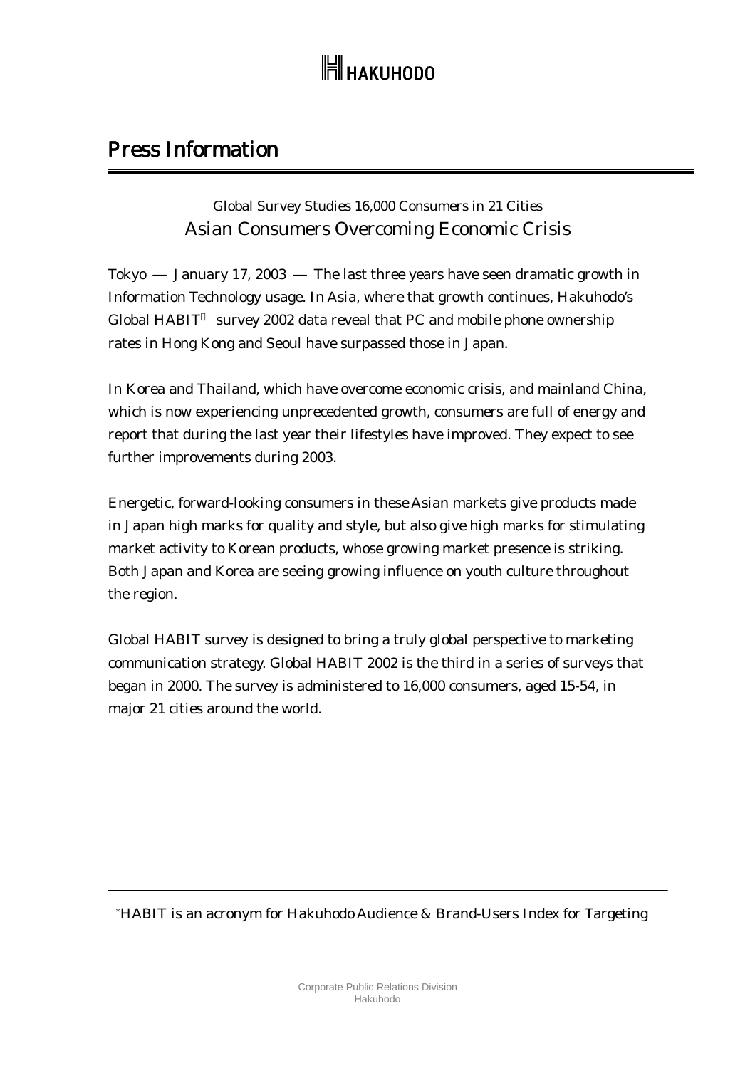HAKUHODO

# Press Information

Global Survey Studies 16,000 Consumers in 21 Cities

## Asian Consumers Overcoming Economic Crisis

Tokyo — January 17, 2003 — The last three years have seen dramatic growth in Information Technology usage. In Asia, where that growth continues, Hakuhodo's Global HABIT* survey 2002 data reveal that PC and mobile phone ownership rates in Hong Kong and Seoul have surpassed those in Japan.

In Korea and Thailand, which have overcome economic crisis, and mainland China, which is now experiencing unprecedented growth, consumers are full of energy and report that during the last year their lifestyles have improved. They expect to see further improvements during 2003.

Energetic, forward-looking consumers in these Asian markets give products made in Japan high marks for quality and style, but also give high marks for stimulating market activity to Korean products, whose growing market presence is striking. Both Japan and Korea are seeing growing influence on youth culture throughout the region.

Global HABIT survey is designed to bring a truly global perspective to marketing communication strategy. Global HABIT 2002 is the third in a series of surveys that began in 2000. The survey is administered to 16,000 consumers, aged 15-54, in major 21 cities around the world.

---

*HABIT is an acronym for Hakuhodo Audience & Brand-Users Index for Targeting

Corporate Public Relations Division
Hakuhodo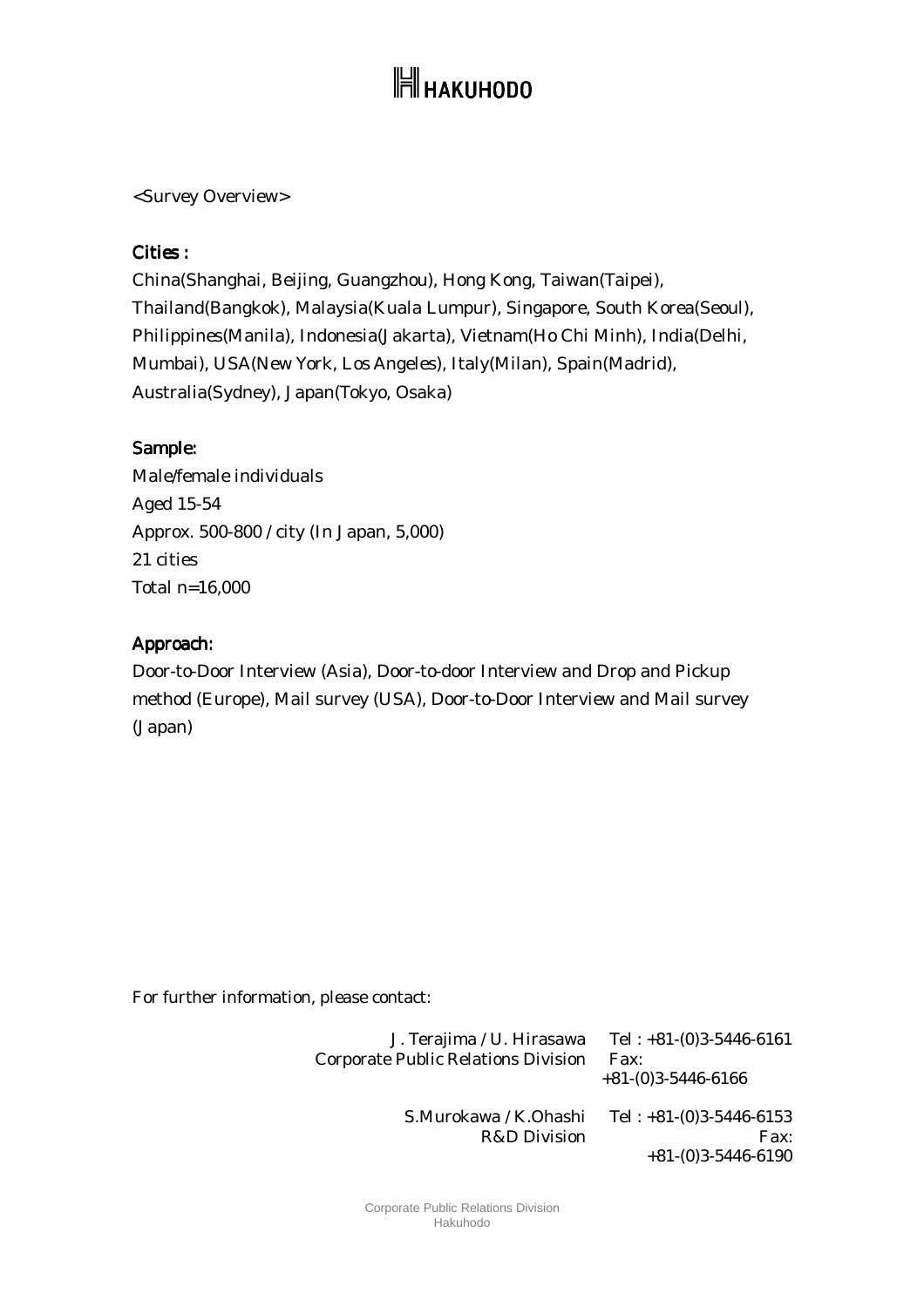HAKUHODO

<Survey Overview>

**Cities :**

China(Shanghai, Beijing, Guangzhou), Hong Kong, Taiwan(Taipei), Thailand(Bangkok), Malaysia(Kuala Lumpur), Singapore, South Korea(Seoul), Philippines(Manila), Indonesia(Jakarta), Vietnam(Ho Chi Minh), India(Delhi, Mumbai), USA(New York, Los Angeles), Italy(Milan), Spain(Madrid), Australia(Sydney), Japan(Tokyo, Osaka)

**Sample:**

Male/female individuals
Aged 15-54
Approx. 500-800 / city (In Japan, 5,000)
21 cities
Total n=16,000

**Approach:**

Door-to-Door Interview (Asia), Door-to-door Interview and Drop and Pickup method (Europe), Mail survey (USA), Door-to-Door Interview and Mail survey (Japan)

For further information, please contact:

J. Terajima / U. Hirasawa — Tel : +81-(0)3-5446-6161
Corporate Public Relations Division — Fax: +81-(0)3-5446-6166

S.Murokawa / K.Ohashi — Tel : +81-(0)3-5446-6153
R&D Division — Fax: +81-(0)3-5446-6190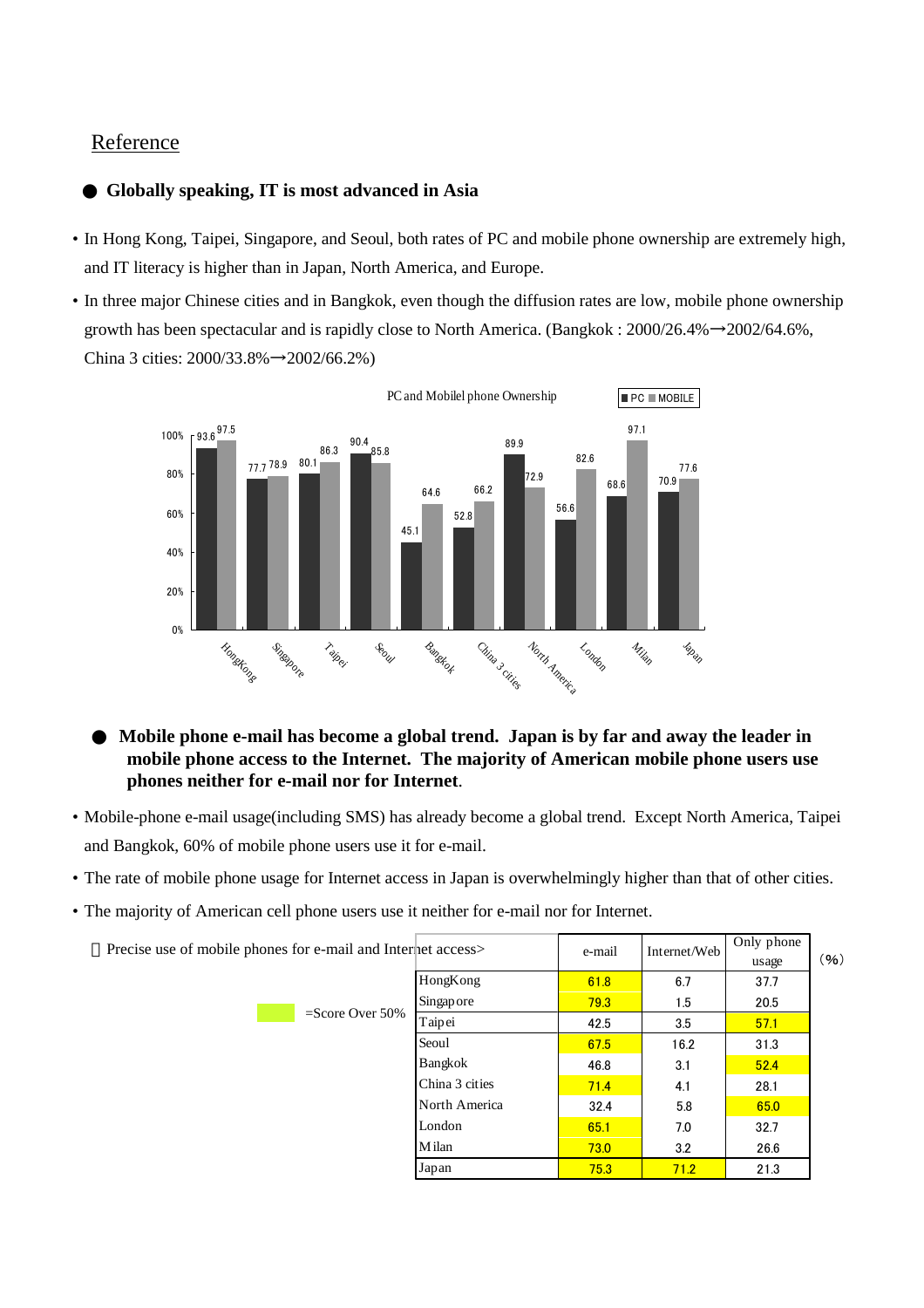## Reference

● **Globally speaking, IT is most advanced in Asia**

- In Hong Kong, Taipei, Singapore, and Seoul, both rates of PC and mobile phone ownership are extremely high, and IT literacy is higher than in Japan, North America, and Europe.
- In three major Chinese cities and in Bangkok, even though the diffusion rates are low, mobile phone ownership growth has been spectacular and is rapidly close to North America. (Bangkok : 2000/26.4%→2002/64.6%, China 3 cities: 2000/33.8%→2002/66.2%)

PC and Mobilel phone Ownership

| | PC | MOBILE |
|---|---|---|
| HongKong | 93.6 | 97.5 |
| Singapore | 77.7 | 78.9 |
| Taipei | 80.1 | 86.3 |
| Seoul | 90.4 | 85.8 |
| Bangkok | 45.1 | 64.6 |
| China 3 cities | 52.8 | 66.2 |
| North America | 89.9 | 72.9 |
| London | 56.6 | 82.6 |
| Milan | 68.6 | 97.1 |
| Japan | 70.9 | 77.6 |

● **Mobile phone e-mail has become a global trend. Japan is by far and away the leader in mobile phone access to the Internet. The majority of American mobile phone users use phones neither for e-mail nor for Internet**.

- Mobile-phone e-mail usage(including SMS) has already become a global trend. Except North America, Taipei and Bangkok, 60% of mobile phone users use it for e-mail.
- The rate of mobile phone usage for Internet access in Japan is overwhelmingly higher than that of other cities.
- The majority of American cell phone users use it neither for e-mail nor for Internet.

＜Precise use of mobile phones for e-mail and Internet access>

(highlighted =Score Over 50%)

| | e-mail | Internet/Web | Only phone usage |
|---|---|---|---|
| HongKong | 61.8 | 6.7 | 37.7 |
| Singapore | 79.3 | 1.5 | 20.5 |
| Taipei | 42.5 | 3.5 | 57.1 |
| Seoul | 67.5 | 16.2 | 31.3 |
| Bangkok | 46.8 | 3.1 | 52.4 |
| China 3 cities | 71.4 | 4.1 | 28.1 |
| North America | 32.4 | 5.8 | 65.0 |
| London | 65.1 | 7.0 | 32.7 |
| Milan | 73.0 | 3.2 | 26.6 |
| Japan | 75.3 | 71.2 | 21.3 |

(%)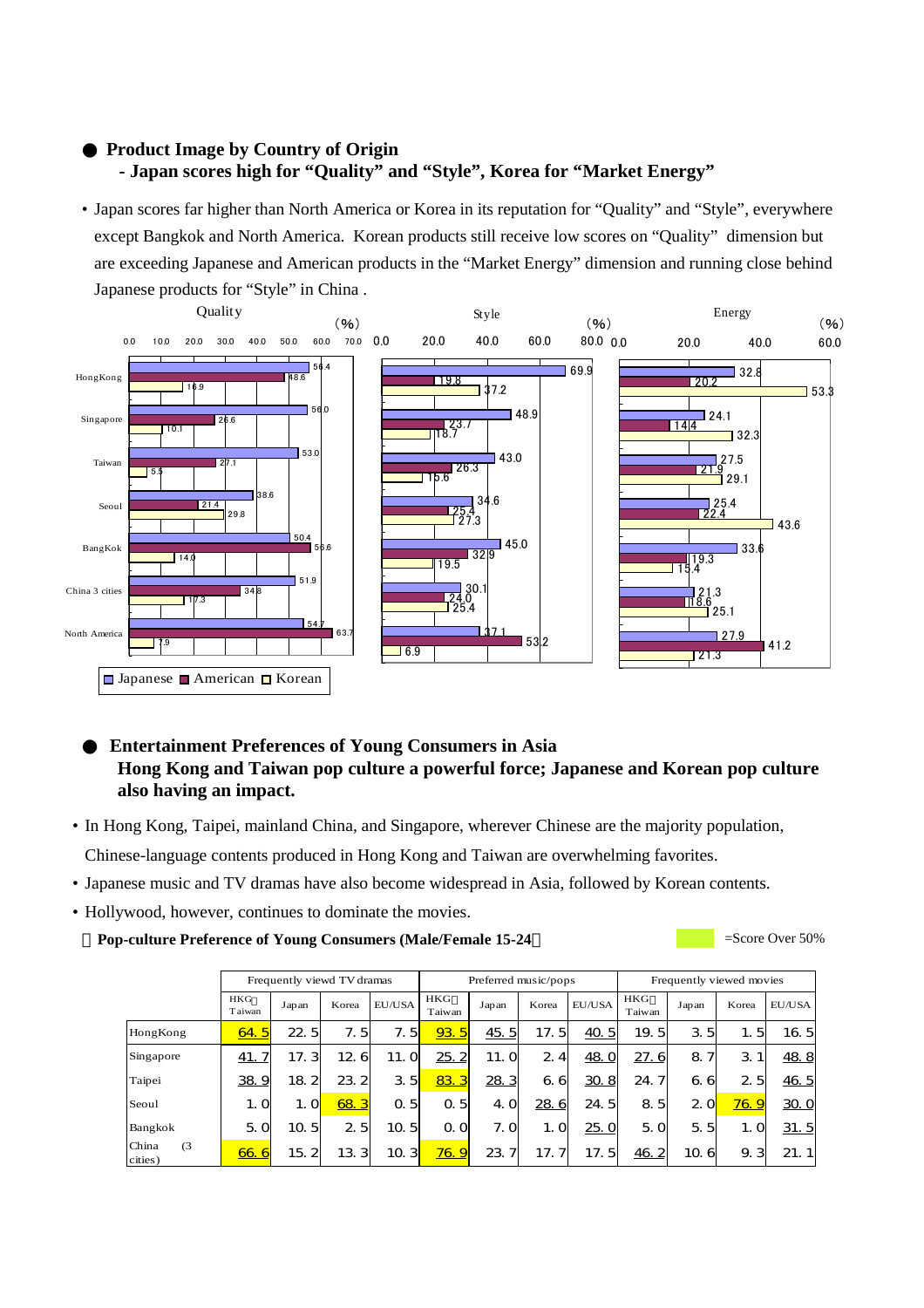## ● Product Image by Country of Origin
### - Japan scores high for "Quality" and "Style", Korea for "Market Energy"

- Japan scores far higher than North America or Korea in its reputation for "Quality" and "Style", everywhere except Bangkok and North America. Korean products still receive low scores on "Quality" dimension but are exceeding Japanese and American products in the "Market Energy" dimension and running close behind Japanese products for "Style" in China .

| | Quality (%) | | | Style (%) | | | Energy (%) | | |
|---|---|---|---|---|---|---|---|---|---|
| | Japanese | American | Korean | Japanese | American | Korean | Japanese | American | Korean |
| HongKong | 56.4 | 48.6 | 16.9 | 69.9 | 19.8 | 37.2 | 32.8 | 20.2 | 53.3 |
| Singapore | 56.0 | 26.6 | 10.1 | 48.9 | 23.7 | 18.7 | 24.1 | 14.4 | 32.3 |
| Taiwan | 53.0 | 27.1 | 5.5 | 43.0 | 26.3 | 15.6 | 27.5 | 21.9 | 29.1 |
| Seoul | 38.6 | 21.4 | 29.8 | 34.6 | 25.4 | 27.3 | 25.4 | 22.4 | 43.6 |
| BangKok | 50.4 | 56.6 | 14.0 | 45.0 | 32.9 | 19.5 | 33.6 | 19.3 | 15.4 |
| China 3 cities | 51.9 | 34.8 | 17.3 | 30.1 | 24.0 | 25.4 | 21.3 | 18.6 | 25.1 |
| North America | 54.7 | 63.7 | 7.9 | 37.1 | 53.2 | 6.9 | 27.9 | 41.2 | 21.3 |

## ● Entertainment Preferences of Young Consumers in Asia
### Hong Kong and Taiwan pop culture a powerful force; Japanese and Korean pop culture also having an impact.

- In Hong Kong, Taipei, mainland China, and Singapore, wherever Chinese are the majority population, Chinese-language contents produced in Hong Kong and Taiwan are overwhelming favorites.
- Japanese music and TV dramas have also become widespread in Asia, followed by Korean contents.
- Hollywood, however, continues to dominate the movies.

**Pop-culture Preference of Young Consumers (Male/Female 15-24)** =Score Over 50%

| | Frequently viewd TV dramas | | | | Preferred music/pops | | | | Frequently viewed movies | | | |
|---|---|---|---|---|---|---|---|---|---|---|---|---|
| | HKG Taiwan | Japan | Korea | EU/USA | HKG Taiwan | Japan | Korea | EU/USA | HKG Taiwan | Japan | Korea | EU/USA |
| HongKong | 64.5 | 22.5 | 7.5 | 7.5 | 93.5 | 45.5 | 17.5 | 40.5 | 19.5 | 3.5 | 1.5 | 16.5 |
| Singapore | 41.7 | 17.3 | 12.6 | 11.0 | 25.2 | 11.0 | 2.4 | 48.0 | 27.6 | 8.7 | 3.1 | 48.8 |
| Taipei | 38.9 | 18.2 | 23.2 | 3.5 | 83.3 | 28.3 | 6.6 | 30.8 | 24.7 | 6.6 | 2.5 | 46.5 |
| Seoul | 1.0 | 1.0 | 68.3 | 0.5 | 0.5 | 4.0 | 28.6 | 24.5 | 8.5 | 2.0 | 76.9 | 30.0 |
| Bangkok | 5.0 | 10.5 | 2.5 | 10.5 | 0.0 | 7.0 | 1.0 | 25.0 | 5.0 | 5.5 | 1.0 | 31.5 |
| China (3 cities) | 66.6 | 15.2 | 13.3 | 10.3 | 76.9 | 23.7 | 17.7 | 17.5 | 46.2 | 10.6 | 9.3 | 21.1 |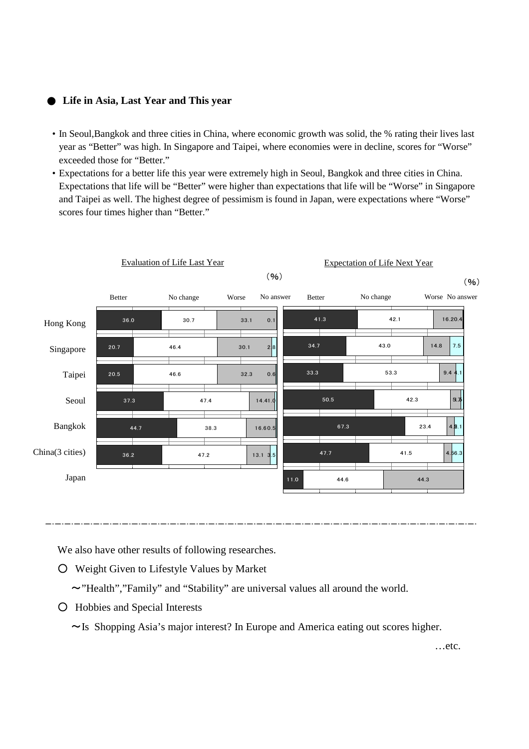## ● Life in Asia, Last Year and This year

- In Seoul,Bangkok and three cities in China, where economic growth was solid, the % rating their lives last year as “Better” was high. In Singapore and Taipei, where economies were in decline, scores for “Worse” exceeded those for “Better.”
- Expectations for a better life this year were extremely high in Seoul, Bangkok and three cities in China. Expectations that life will be “Better” were higher than expectations that life will be “Worse” in Singapore and Taipei as well. The highest degree of pessimism is found in Japan, were expectations where “Worse” scores four times higher than “Better.”

Evaluation of Life Last Year

(%)

Better No change Worse No answer

Hong Kong 36.0 30.7 33.1 0.1

Singapore 20.7 46.4 30.1 2.8

Taipei 20.5 46.6 32.3 0.6

Seoul 37.3 47.4 14.4 1.0

Bangkok 44.7 38.3 16.6 0.5

China(3 cities) 36.2 47.2 13.1 3.5

Japan

Expectation of Life Next Year

(%)

Better No change Worse No answer

Hong Kong 41.3 42.1 16.2 0.4

Singapore 34.7 43.0 14.8 7.5

Taipei 33.3 53.3 9.4 4.1

Seoul 50.5 42.3 5.7 1.5

Bangkok 67.3 23.4 4.3 5.1

China(3 cities) 47.7 41.5 4.5 6.3

Japan 11.0 44.6 44.3

---

We also have other results of following researches.

○ Weight Given to Lifestyle Values by Market

〜”Health”,”Family” and “Stability” are universal values all around the world.

○ Hobbies and Special Interests

〜Is Shopping Asia’s major interest? In Europe and America eating out scores higher.

…etc.